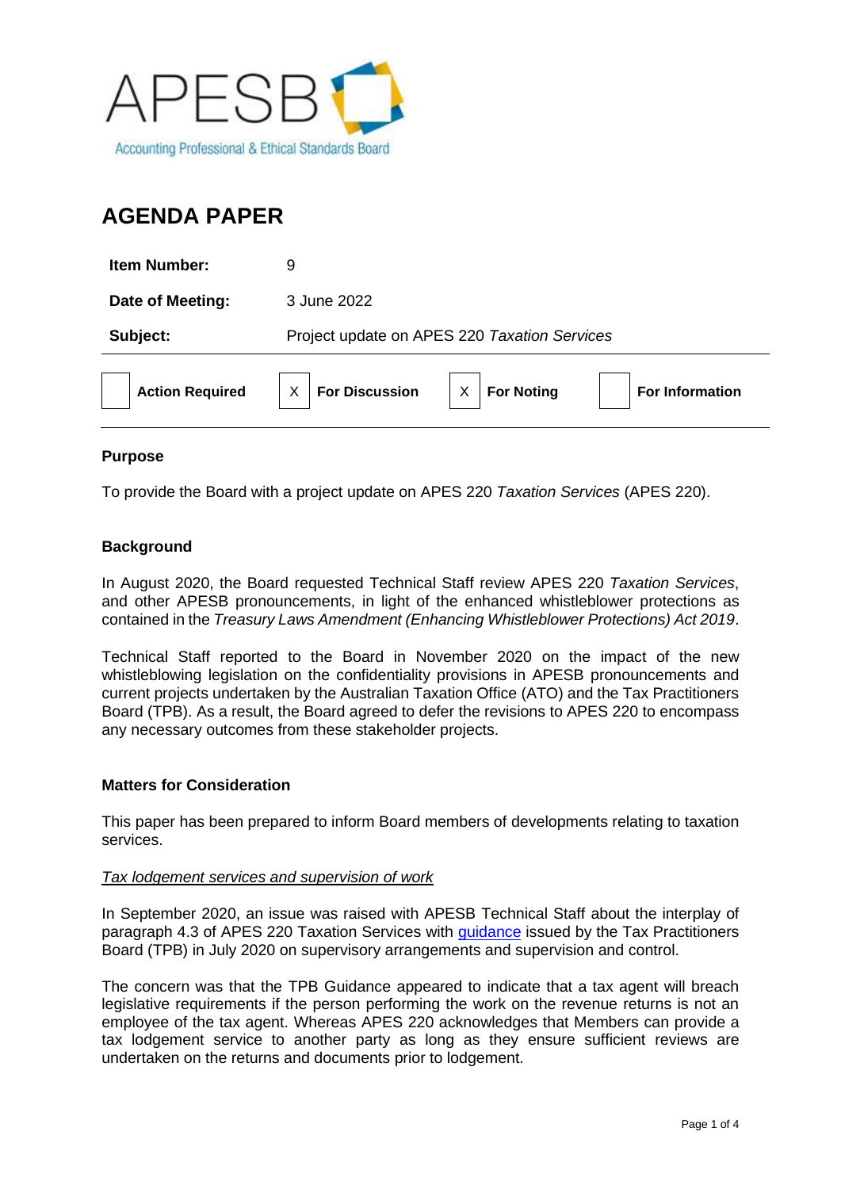APESB

Accounting Professional & Ethical Standards Board

# AGENDA PAPER

| | |
|---|---|
| **Item Number:** | 9 |
| **Date of Meeting:** | 3 June 2022 |
| **Subject:** | Project update on APES 220 *Taxation Services* |

| | | | | | | | |
|---|---|---|---|---|---|---|---|
| | **Action Required** | X | **For Discussion** | X | **For Noting** | | **For Information** |

## Purpose

To provide the Board with a project update on APES 220 *Taxation Services* (APES 220).

## Background

In August 2020, the Board requested Technical Staff review APES 220 *Taxation Services*, and other APESB pronouncements, in light of the enhanced whistleblower protections as contained in the *Treasury Laws Amendment (Enhancing Whistleblower Protections) Act 2019*.

Technical Staff reported to the Board in November 2020 on the impact of the new whistleblowing legislation on the confidentiality provisions in APESB pronouncements and current projects undertaken by the Australian Taxation Office (ATO) and the Tax Practitioners Board (TPB). As a result, the Board agreed to defer the revisions to APES 220 to encompass any necessary outcomes from these stakeholder projects.

## Matters for Consideration

This paper has been prepared to inform Board members of developments relating to taxation services.

*Tax lodgement services and supervision of work*

In September 2020, an issue was raised with APESB Technical Staff about the interplay of paragraph 4.3 of APES 220 Taxation Services with guidance issued by the Tax Practitioners Board (TPB) in July 2020 on supervisory arrangements and supervision and control.

The concern was that the TPB Guidance appeared to indicate that a tax agent will breach legislative requirements if the person performing the work on the revenue returns is not an employee of the tax agent. Whereas APES 220 acknowledges that Members can provide a tax lodgement service to another party as long as they ensure sufficient reviews are undertaken on the returns and documents prior to lodgement.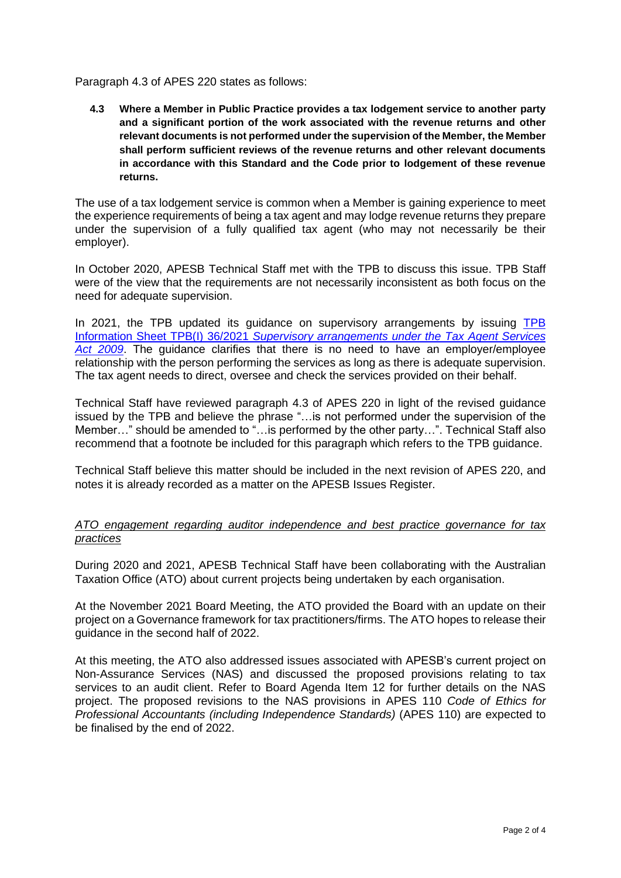Paragraph 4.3 of APES 220 states as follows:

> **4.3 Where a Member in Public Practice provides a tax lodgement service to another party and a significant portion of the work associated with the revenue returns and other relevant documents is not performed under the supervision of the Member, the Member shall perform sufficient reviews of the revenue returns and other relevant documents in accordance with this Standard and the Code prior to lodgement of these revenue returns.**

The use of a tax lodgement service is common when a Member is gaining experience to meet the experience requirements of being a tax agent and may lodge revenue returns they prepare under the supervision of a fully qualified tax agent (who may not necessarily be their employer).

In October 2020, APESB Technical Staff met with the TPB to discuss this issue. TPB Staff were of the view that the requirements are not necessarily inconsistent as both focus on the need for adequate supervision.

In 2021, the TPB updated its guidance on supervisory arrangements by issuing TPB Information Sheet TPB(I) 36/2021 *Supervisory arrangements under the Tax Agent Services Act 2009*. The guidance clarifies that there is no need to have an employer/employee relationship with the person performing the services as long as there is adequate supervision. The tax agent needs to direct, oversee and check the services provided on their behalf.

Technical Staff have reviewed paragraph 4.3 of APES 220 in light of the revised guidance issued by the TPB and believe the phrase "…is not performed under the supervision of the Member…" should be amended to "…is performed by the other party…". Technical Staff also recommend that a footnote be included for this paragraph which refers to the TPB guidance.

Technical Staff believe this matter should be included in the next revision of APES 220, and notes it is already recorded as a matter on the APESB Issues Register.

*ATO engagement regarding auditor independence and best practice governance for tax practices*

During 2020 and 2021, APESB Technical Staff have been collaborating with the Australian Taxation Office (ATO) about current projects being undertaken by each organisation.

At the November 2021 Board Meeting, the ATO provided the Board with an update on their project on a Governance framework for tax practitioners/firms. The ATO hopes to release their guidance in the second half of 2022.

At this meeting, the ATO also addressed issues associated with APESB's current project on Non-Assurance Services (NAS) and discussed the proposed provisions relating to tax services to an audit client. Refer to Board Agenda Item 12 for further details on the NAS project. The proposed revisions to the NAS provisions in APES 110 *Code of Ethics for Professional Accountants (including Independence Standards)* (APES 110) are expected to be finalised by the end of 2022.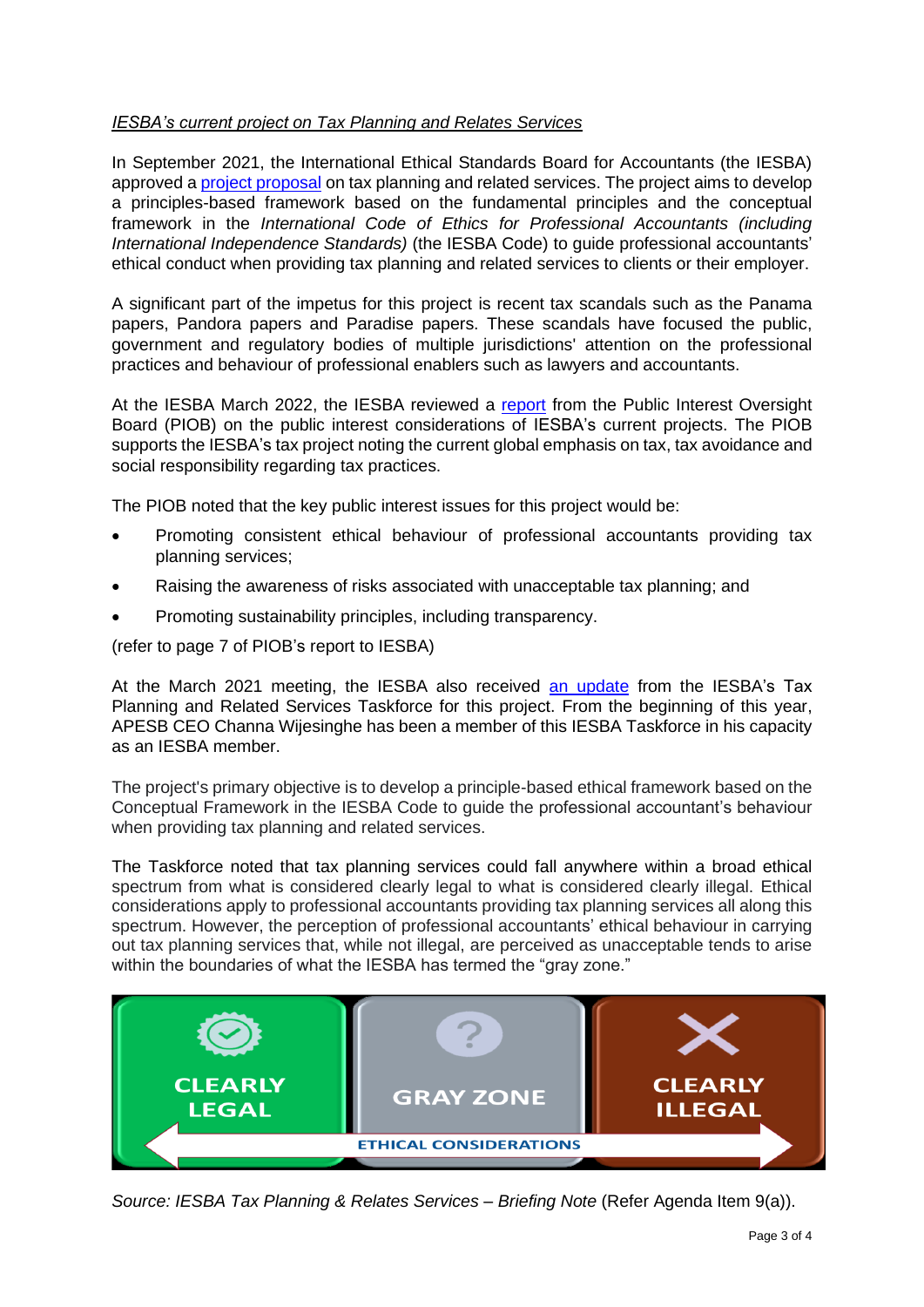*IESBA's current project on Tax Planning and Relates Services*

In September 2021, the International Ethical Standards Board for Accountants (the IESBA) approved a project proposal on tax planning and related services. The project aims to develop a principles-based framework based on the fundamental principles and the conceptual framework in the *International Code of Ethics for Professional Accountants (including International Independence Standards)* (the IESBA Code) to guide professional accountants' ethical conduct when providing tax planning and related services to clients or their employer.

A significant part of the impetus for this project is recent tax scandals such as the Panama papers, Pandora papers and Paradise papers. These scandals have focused the public, government and regulatory bodies of multiple jurisdictions' attention on the professional practices and behaviour of professional enablers such as lawyers and accountants.

At the IESBA March 2022, the IESBA reviewed a report from the Public Interest Oversight Board (PIOB) on the public interest considerations of IESBA's current projects. The PIOB supports the IESBA's tax project noting the current global emphasis on tax, tax avoidance and social responsibility regarding tax practices.

The PIOB noted that the key public interest issues for this project would be:

- Promoting consistent ethical behaviour of professional accountants providing tax planning services;
- Raising the awareness of risks associated with unacceptable tax planning; and
- Promoting sustainability principles, including transparency.

(refer to page 7 of PIOB's report to IESBA)

At the March 2021 meeting, the IESBA also received an update from the IESBA's Tax Planning and Related Services Taskforce for this project. From the beginning of this year, APESB CEO Channa Wijesinghe has been a member of this IESBA Taskforce in his capacity as an IESBA member.

The project's primary objective is to develop a principle-based ethical framework based on the Conceptual Framework in the IESBA Code to guide the professional accountant's behaviour when providing tax planning and related services.

The Taskforce noted that tax planning services could fall anywhere within a broad ethical spectrum from what is considered clearly legal to what is considered clearly illegal. Ethical considerations apply to professional accountants providing tax planning services all along this spectrum. However, the perception of professional accountants' ethical behaviour in carrying out tax planning services that, while not illegal, are perceived as unacceptable tends to arise within the boundaries of what the IESBA has termed the "gray zone."

CLEARLY LEGAL | GRAY ZONE | CLEARLY ILLEGAL

ETHICAL CONSIDERATIONS

*Source: IESBA Tax Planning & Relates Services – Briefing Note* (Refer Agenda Item 9(a)).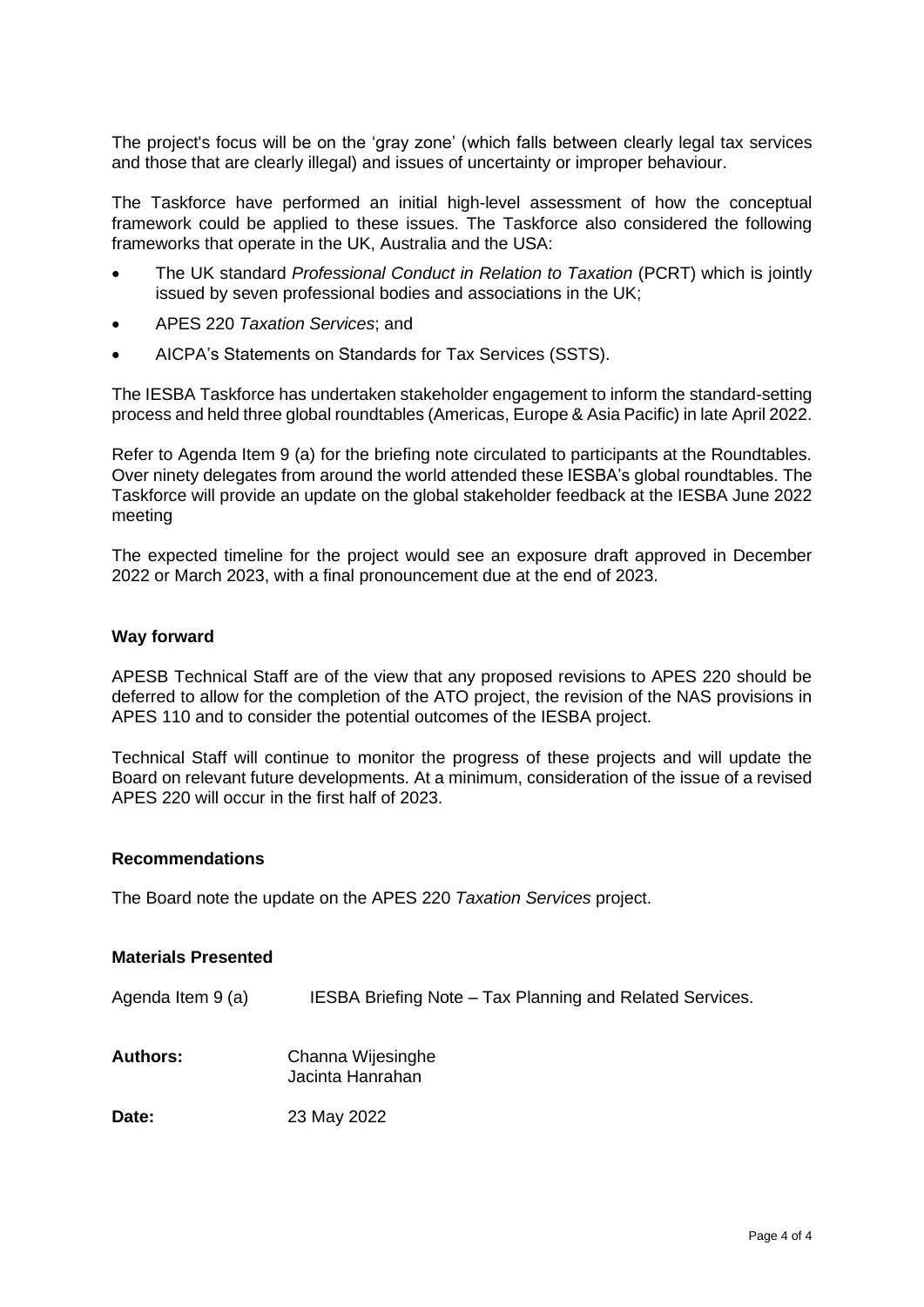The project's focus will be on the 'gray zone' (which falls between clearly legal tax services and those that are clearly illegal) and issues of uncertainty or improper behaviour.

The Taskforce have performed an initial high-level assessment of how the conceptual framework could be applied to these issues. The Taskforce also considered the following frameworks that operate in the UK, Australia and the USA:

- The UK standard *Professional Conduct in Relation to Taxation* (PCRT) which is jointly issued by seven professional bodies and associations in the UK;
- APES 220 *Taxation Services*; and
- AICPA's Statements on Standards for Tax Services (SSTS).

The IESBA Taskforce has undertaken stakeholder engagement to inform the standard-setting process and held three global roundtables (Americas, Europe & Asia Pacific) in late April 2022.

Refer to Agenda Item 9 (a) for the briefing note circulated to participants at the Roundtables. Over ninety delegates from around the world attended these IESBA's global roundtables. The Taskforce will provide an update on the global stakeholder feedback at the IESBA June 2022 meeting

The expected timeline for the project would see an exposure draft approved in December 2022 or March 2023, with a final pronouncement due at the end of 2023.

**Way forward**

APESB Technical Staff are of the view that any proposed revisions to APES 220 should be deferred to allow for the completion of the ATO project, the revision of the NAS provisions in APES 110 and to consider the potential outcomes of the IESBA project.

Technical Staff will continue to monitor the progress of these projects and will update the Board on relevant future developments. At a minimum, consideration of the issue of a revised APES 220 will occur in the first half of 2023.

**Recommendations**

The Board note the update on the APES 220 *Taxation Services* project.

**Materials Presented**

Agenda Item 9 (a) IESBA Briefing Note – Tax Planning and Related Services.

**Authors:** Channa Wijesinghe
Jacinta Hanrahan

**Date:** 23 May 2022